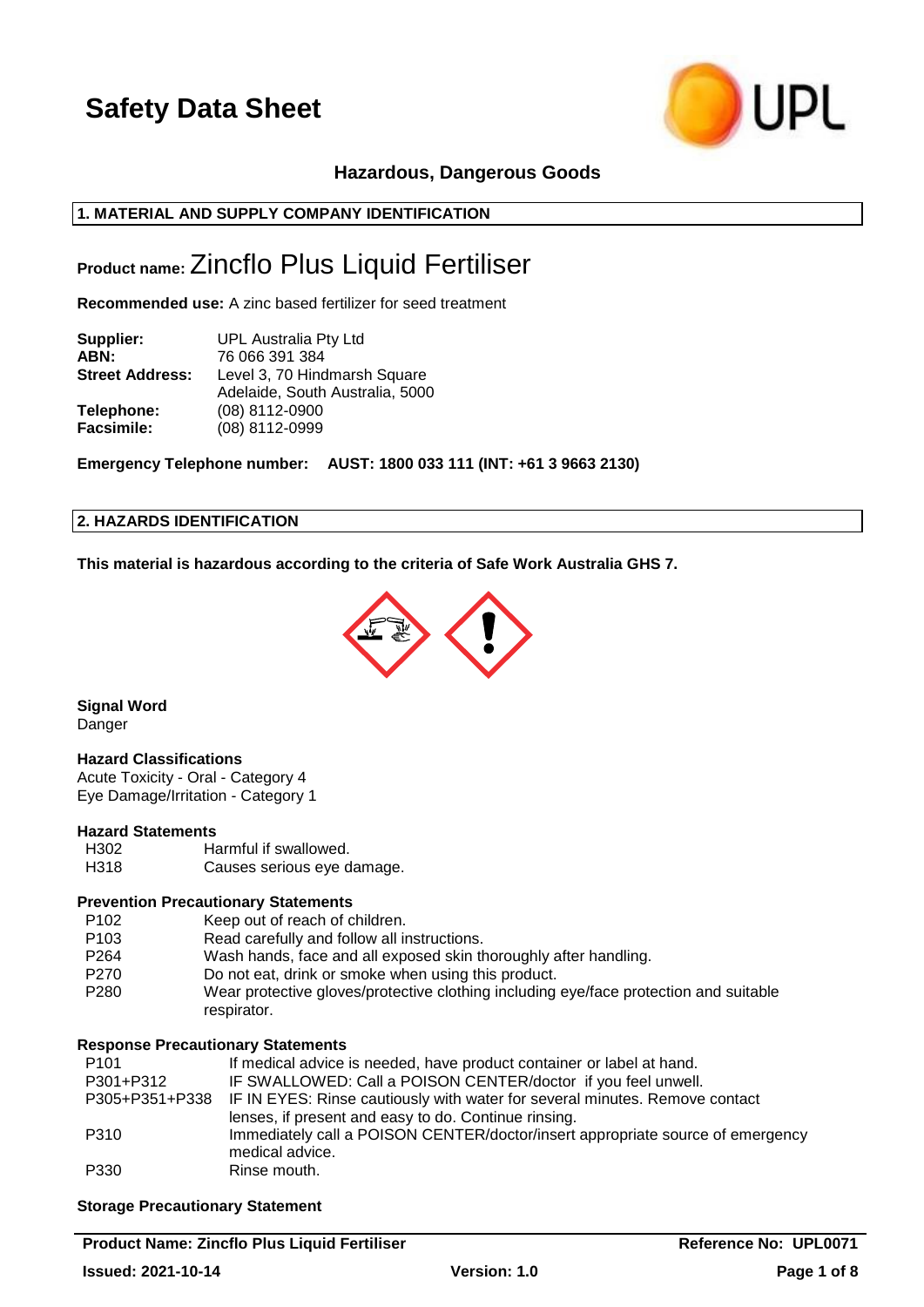# Safety Data Sheet

**Hazardous, Dangerous Goods**

## 1. MATERIAL AND SUPPLY COMPANY IDENTIFICATION

**Product name:** Zincflo Plus Liquid Fertiliser

**Recommended use:** A zinc based fertilizer for seed treatment

| | |
|---|---|
| **Supplier:** | UPL Australia Pty Ltd |
| **ABN:** | 76 066 391 384 |
| **Street Address:** | Level 3, 70 Hindmarsh Square<br>Adelaide, South Australia, 5000 |
| **Telephone:** | (08) 8112-0900 |
| **Facsimile:** | (08) 8112-0999 |

**Emergency Telephone number: AUST: 1800 033 111 (INT: +61 3 9663 2130)**

## 2. HAZARDS IDENTIFICATION

**This material is hazardous according to the criteria of Safe Work Australia GHS 7.**

**Signal Word**

Danger

**Hazard Classifications**

Acute Toxicity - Oral - Category 4
Eye Damage/Irritation - Category 1

**Hazard Statements**

| | |
|---|---|
| H302 | Harmful if swallowed. |
| H318 | Causes serious eye damage. |

**Prevention Precautionary Statements**

| | |
|---|---|
| P102 | Keep out of reach of children. |
| P103 | Read carefully and follow all instructions. |
| P264 | Wash hands, face and all exposed skin thoroughly after handling. |
| P270 | Do not eat, drink or smoke when using this product. |
| P280 | Wear protective gloves/protective clothing including eye/face protection and suitable respirator. |

**Response Precautionary Statements**

| | |
|---|---|
| P101 | If medical advice is needed, have product container or label at hand. |
| P301+P312 | IF SWALLOWED: Call a POISON CENTER/doctor if you feel unwell. |
| P305+P351+P338 | IF IN EYES: Rinse cautiously with water for several minutes. Remove contact lenses, if present and easy to do. Continue rinsing. |
| P310 | Immediately call a POISON CENTER/doctor/insert appropriate source of emergency medical advice. |
| P330 | Rinse mouth. |

**Storage Precautionary Statement**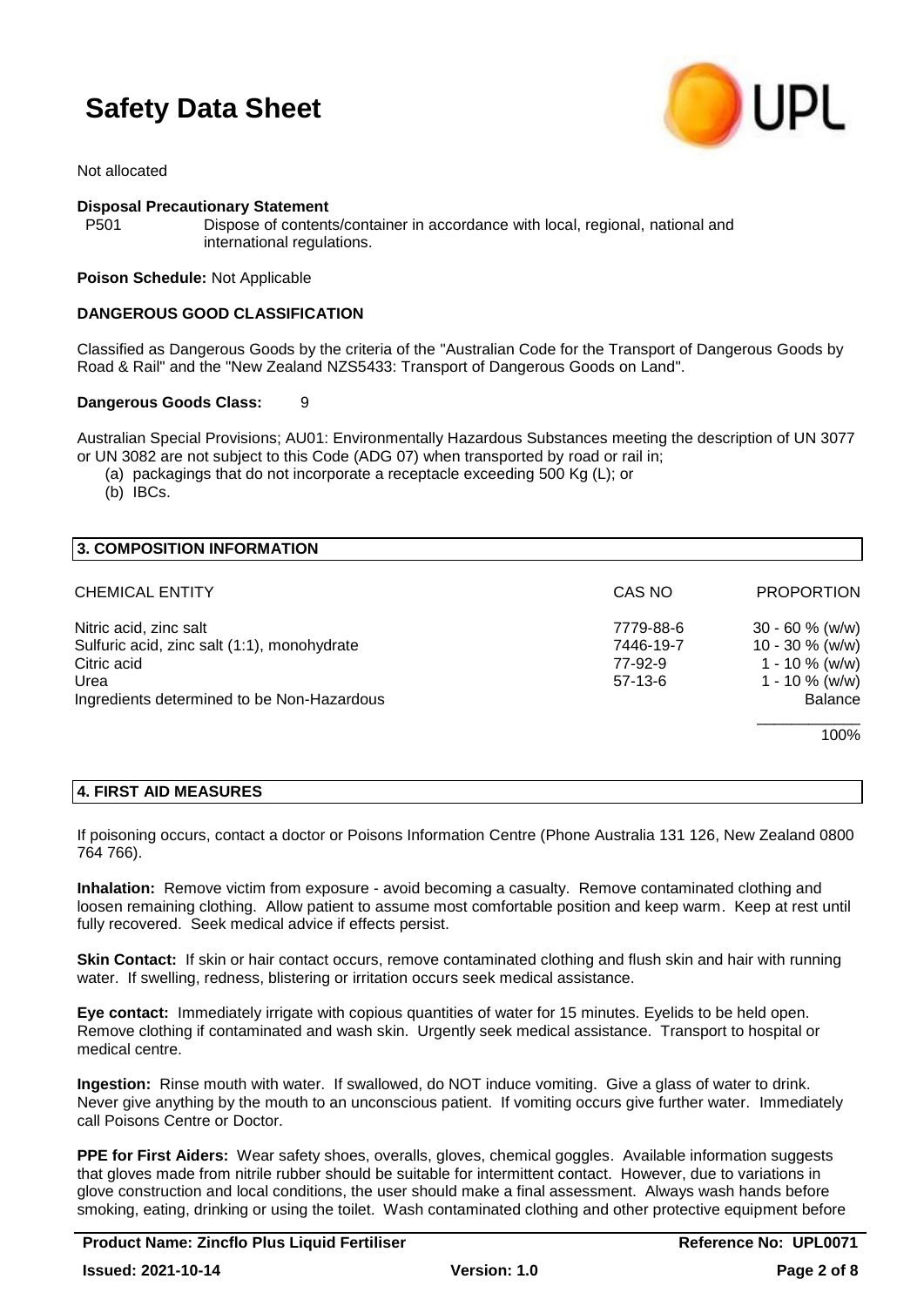Not allocated

**Disposal Precautionary Statement**

P501 Dispose of contents/container in accordance with local, regional, national and international regulations.

**Poison Schedule:** Not Applicable

**DANGEROUS GOOD CLASSIFICATION**

Classified as Dangerous Goods by the criteria of the "Australian Code for the Transport of Dangerous Goods by Road & Rail" and the "New Zealand NZS5433: Transport of Dangerous Goods on Land".

**Dangerous Goods Class:** 9

Australian Special Provisions; AU01: Environmentally Hazardous Substances meeting the description of UN 3077 or UN 3082 are not subject to this Code (ADG 07) when transported by road or rail in;

(a) packagings that do not incorporate a receptacle exceeding 500 Kg (L); or
(b) IBCs.

## 3. COMPOSITION INFORMATION

| CHEMICAL ENTITY | CAS NO | PROPORTION |
|---|---|---|
| Nitric acid, zinc salt | 7779-88-6 | 30 - 60 % (w/w) |
| Sulfuric acid, zinc salt (1:1), monohydrate | 7446-19-7 | 10 - 30 % (w/w) |
| Citric acid | 77-92-9 | 1 - 10 % (w/w) |
| Urea | 57-13-6 | 1 - 10 % (w/w) |
| Ingredients determined to be Non-Hazardous | | Balance |
| | | 100% |

## 4. FIRST AID MEASURES

If poisoning occurs, contact a doctor or Poisons Information Centre (Phone Australia 131 126, New Zealand 0800 764 766).

**Inhalation:** Remove victim from exposure - avoid becoming a casualty. Remove contaminated clothing and loosen remaining clothing. Allow patient to assume most comfortable position and keep warm. Keep at rest until fully recovered. Seek medical advice if effects persist.

**Skin Contact:** If skin or hair contact occurs, remove contaminated clothing and flush skin and hair with running water. If swelling, redness, blistering or irritation occurs seek medical assistance.

**Eye contact:** Immediately irrigate with copious quantities of water for 15 minutes. Eyelids to be held open. Remove clothing if contaminated and wash skin. Urgently seek medical assistance. Transport to hospital or medical centre.

**Ingestion:** Rinse mouth with water. If swallowed, do NOT induce vomiting. Give a glass of water to drink. Never give anything by the mouth to an unconscious patient. If vomiting occurs give further water. Immediately call Poisons Centre or Doctor.

**PPE for First Aiders:** Wear safety shoes, overalls, gloves, chemical goggles. Available information suggests that gloves made from nitrile rubber should be suitable for intermittent contact. However, due to variations in glove construction and local conditions, the user should make a final assessment. Always wash hands before smoking, eating, drinking or using the toilet. Wash contaminated clothing and other protective equipment before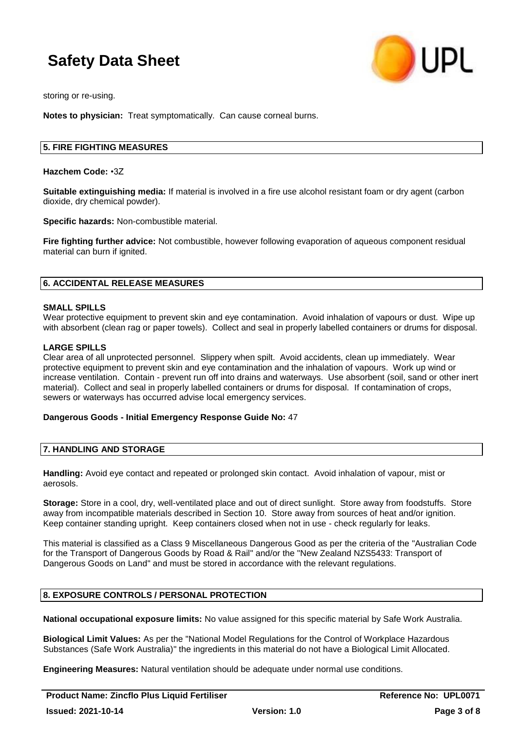storing or re-using.

**Notes to physician:** Treat symptomatically. Can cause corneal burns.

## 5. FIRE FIGHTING MEASURES

**Hazchem Code:** •3Z

**Suitable extinguishing media:** If material is involved in a fire use alcohol resistant foam or dry agent (carbon dioxide, dry chemical powder).

**Specific hazards:** Non-combustible material.

**Fire fighting further advice:** Not combustible, however following evaporation of aqueous component residual material can burn if ignited.

## 6. ACCIDENTAL RELEASE MEASURES

**SMALL SPILLS**

Wear protective equipment to prevent skin and eye contamination. Avoid inhalation of vapours or dust. Wipe up with absorbent (clean rag or paper towels). Collect and seal in properly labelled containers or drums for disposal.

**LARGE SPILLS**

Clear area of all unprotected personnel. Slippery when spilt. Avoid accidents, clean up immediately. Wear protective equipment to prevent skin and eye contamination and the inhalation of vapours. Work up wind or increase ventilation. Contain - prevent run off into drains and waterways. Use absorbent (soil, sand or other inert material). Collect and seal in properly labelled containers or drums for disposal. If contamination of crops, sewers or waterways has occurred advise local emergency services.

**Dangerous Goods - Initial Emergency Response Guide No:** 47

## 7. HANDLING AND STORAGE

**Handling:** Avoid eye contact and repeated or prolonged skin contact. Avoid inhalation of vapour, mist or aerosols.

**Storage:** Store in a cool, dry, well-ventilated place and out of direct sunlight. Store away from foodstuffs. Store away from incompatible materials described in Section 10. Store away from sources of heat and/or ignition. Keep container standing upright. Keep containers closed when not in use - check regularly for leaks.

This material is classified as a Class 9 Miscellaneous Dangerous Good as per the criteria of the "Australian Code for the Transport of Dangerous Goods by Road & Rail" and/or the "New Zealand NZS5433: Transport of Dangerous Goods on Land" and must be stored in accordance with the relevant regulations.

## 8. EXPOSURE CONTROLS / PERSONAL PROTECTION

**National occupational exposure limits:** No value assigned for this specific material by Safe Work Australia.

**Biological Limit Values:** As per the "National Model Regulations for the Control of Workplace Hazardous Substances (Safe Work Australia)" the ingredients in this material do not have a Biological Limit Allocated.

**Engineering Measures:** Natural ventilation should be adequate under normal use conditions.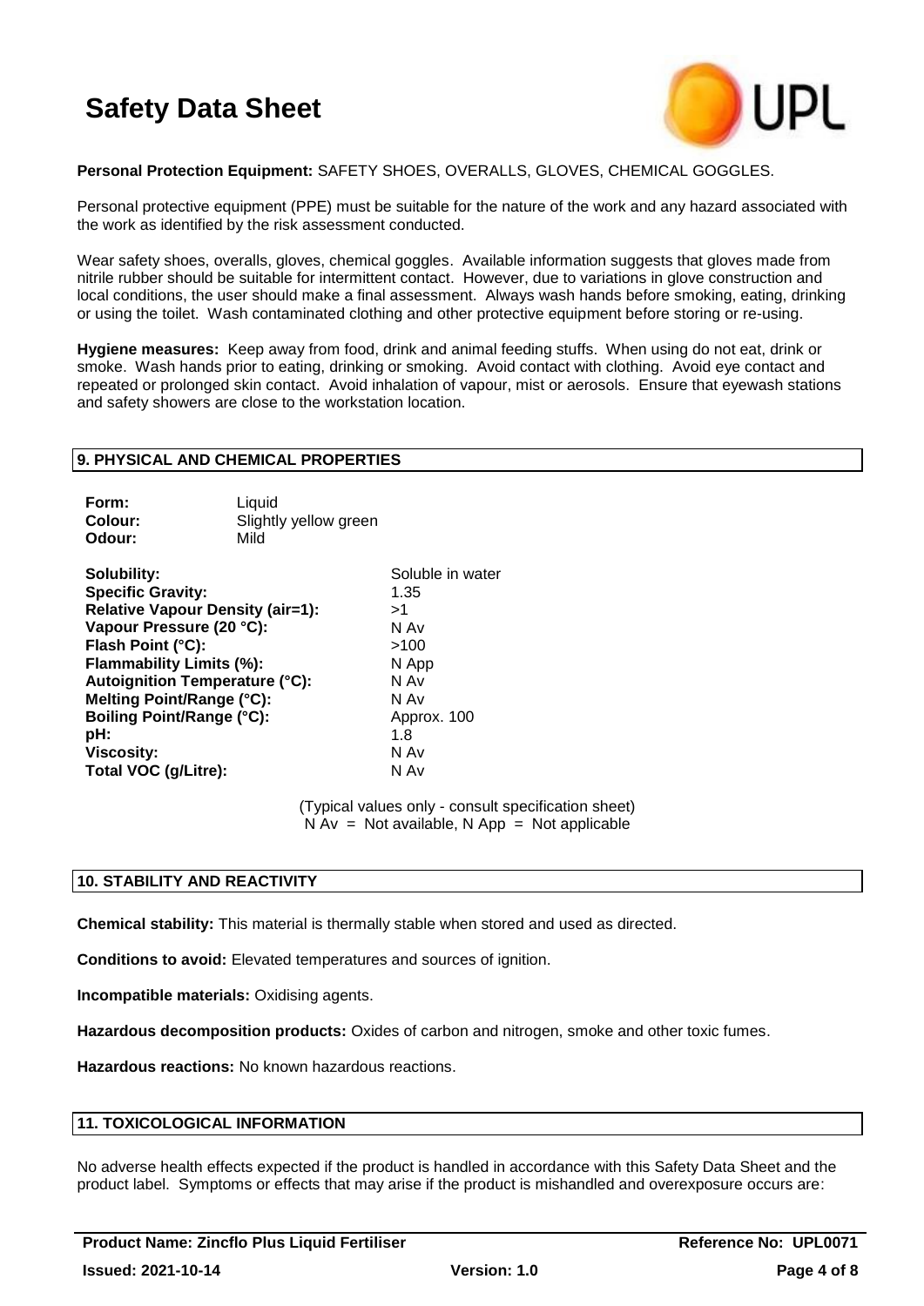**Personal Protection Equipment:** SAFETY SHOES, OVERALLS, GLOVES, CHEMICAL GOGGLES.

Personal protective equipment (PPE) must be suitable for the nature of the work and any hazard associated with the work as identified by the risk assessment conducted.

Wear safety shoes, overalls, gloves, chemical goggles. Available information suggests that gloves made from nitrile rubber should be suitable for intermittent contact. However, due to variations in glove construction and local conditions, the user should make a final assessment. Always wash hands before smoking, eating, drinking or using the toilet. Wash contaminated clothing and other protective equipment before storing or re-using.

**Hygiene measures:** Keep away from food, drink and animal feeding stuffs. When using do not eat, drink or smoke. Wash hands prior to eating, drinking or smoking. Avoid contact with clothing. Avoid eye contact and repeated or prolonged skin contact. Avoid inhalation of vapour, mist or aerosols. Ensure that eyewash stations and safety showers are close to the workstation location.

## 9. PHYSICAL AND CHEMICAL PROPERTIES

| | |
|---|---|
| **Form:** | Liquid |
| **Colour:** | Slightly yellow green |
| **Odour:** | Mild |

| | |
|---|---|
| **Solubility:** | Soluble in water |
| **Specific Gravity:** | 1.35 |
| **Relative Vapour Density (air=1):** | >1 |
| **Vapour Pressure (20 °C):** | N Av |
| **Flash Point (°C):** | >100 |
| **Flammability Limits (%):** | N App |
| **Autoignition Temperature (°C):** | N Av |
| **Melting Point/Range (°C):** | N Av |
| **Boiling Point/Range (°C):** | Approx. 100 |
| **pH:** | 1.8 |
| **Viscosity:** | N Av |
| **Total VOC (g/Litre):** | N Av |

(Typical values only - consult specification sheet)
N Av = Not available, N App = Not applicable

## 10. STABILITY AND REACTIVITY

**Chemical stability:** This material is thermally stable when stored and used as directed.

**Conditions to avoid:** Elevated temperatures and sources of ignition.

**Incompatible materials:** Oxidising agents.

**Hazardous decomposition products:** Oxides of carbon and nitrogen, smoke and other toxic fumes.

**Hazardous reactions:** No known hazardous reactions.

## 11. TOXICOLOGICAL INFORMATION

No adverse health effects expected if the product is handled in accordance with this Safety Data Sheet and the product label. Symptoms or effects that may arise if the product is mishandled and overexposure occurs are: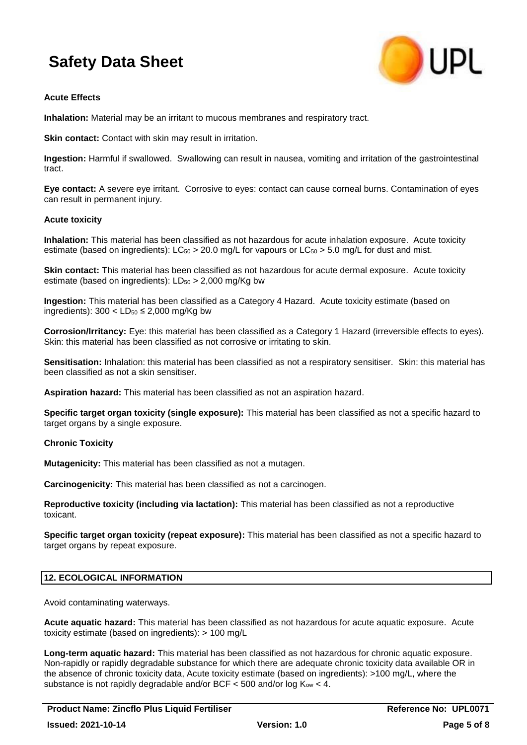### Acute Effects

**Inhalation:** Material may be an irritant to mucous membranes and respiratory tract.

**Skin contact:** Contact with skin may result in irritation.

**Ingestion:** Harmful if swallowed. Swallowing can result in nausea, vomiting and irritation of the gastrointestinal tract.

**Eye contact:** A severe eye irritant. Corrosive to eyes: contact can cause corneal burns. Contamination of eyes can result in permanent injury.

### Acute toxicity

**Inhalation:** This material has been classified as not hazardous for acute inhalation exposure. Acute toxicity estimate (based on ingredients): $LC_{50}$ > 20.0 mg/L for vapours or $LC_{50}$ > 5.0 mg/L for dust and mist.

**Skin contact:** This material has been classified as not hazardous for acute dermal exposure. Acute toxicity estimate (based on ingredients): $LD_{50}$ > 2,000 mg/Kg bw

**Ingestion:** This material has been classified as a Category 4 Hazard. Acute toxicity estimate (based on ingredients): 300 < $LD_{50}$ ≤ 2,000 mg/Kg bw

**Corrosion/Irritancy:** Eye: this material has been classified as a Category 1 Hazard (irreversible effects to eyes). Skin: this material has been classified as not corrosive or irritating to skin.

**Sensitisation:** Inhalation: this material has been classified as not a respiratory sensitiser. Skin: this material has been classified as not a skin sensitiser.

**Aspiration hazard:** This material has been classified as not an aspiration hazard.

**Specific target organ toxicity (single exposure):** This material has been classified as not a specific hazard to target organs by a single exposure.

### Chronic Toxicity

**Mutagenicity:** This material has been classified as not a mutagen.

**Carcinogenicity:** This material has been classified as not a carcinogen.

**Reproductive toxicity (including via lactation):** This material has been classified as not a reproductive toxicant.

**Specific target organ toxicity (repeat exposure):** This material has been classified as not a specific hazard to target organs by repeat exposure.

## 12. ECOLOGICAL INFORMATION

Avoid contaminating waterways.

**Acute aquatic hazard:** This material has been classified as not hazardous for acute aquatic exposure. Acute toxicity estimate (based on ingredients): > 100 mg/L

**Long-term aquatic hazard:** This material has been classified as not hazardous for chronic aquatic exposure. Non-rapidly or rapidly degradable substance for which there are adequate chronic toxicity data available OR in the absence of chronic toxicity data, Acute toxicity estimate (based on ingredients): >100 mg/L, where the substance is not rapidly degradable and/or BCF < 500 and/or log $K_{ow}$ < 4.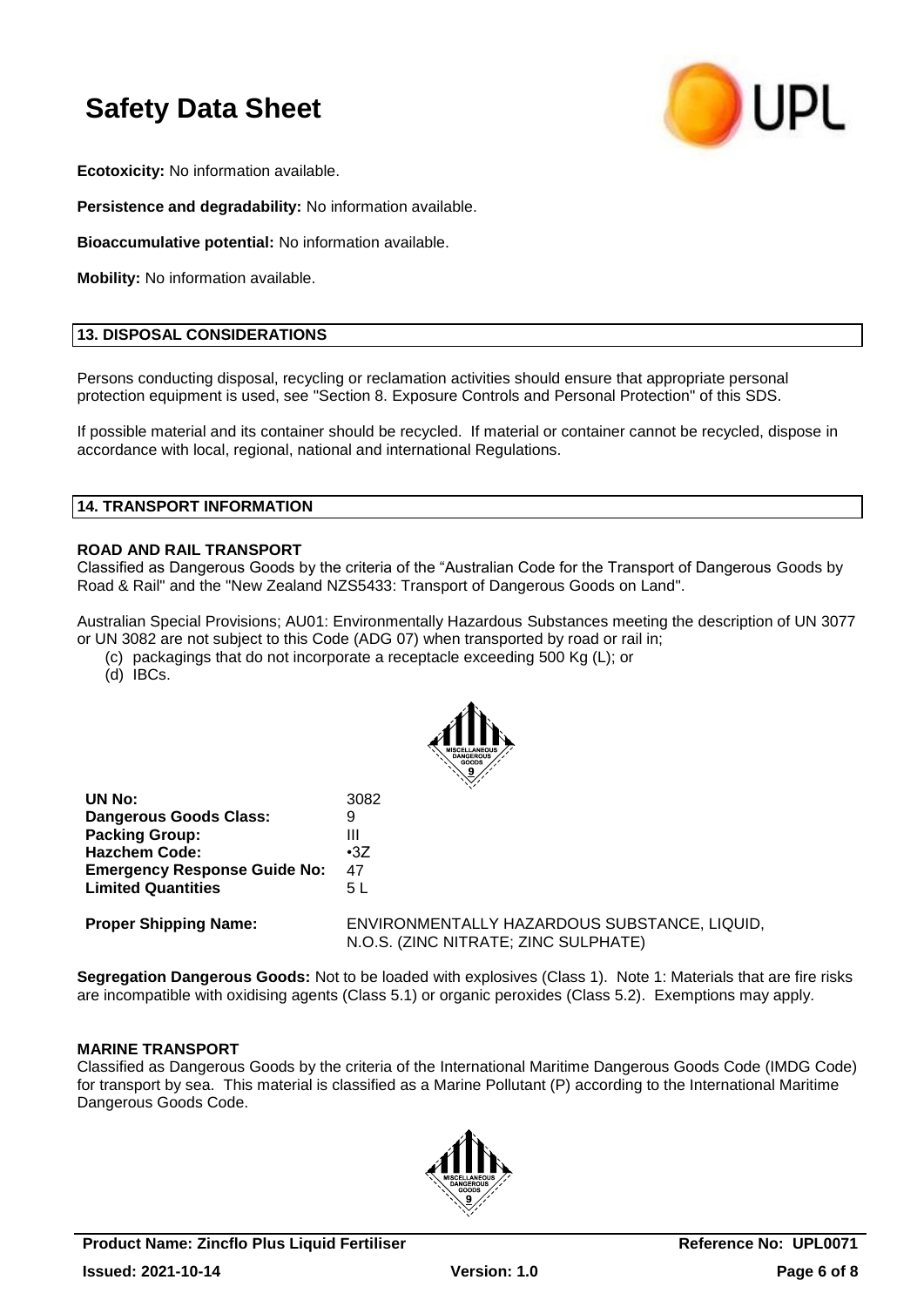**Ecotoxicity:** No information available.

**Persistence and degradability:** No information available.

**Bioaccumulative potential:** No information available.

**Mobility:** No information available.

## 13. DISPOSAL CONSIDERATIONS

Persons conducting disposal, recycling or reclamation activities should ensure that appropriate personal protection equipment is used, see "Section 8. Exposure Controls and Personal Protection" of this SDS.

If possible material and its container should be recycled. If material or container cannot be recycled, dispose in accordance with local, regional, national and international Regulations.

## 14. TRANSPORT INFORMATION

**ROAD AND RAIL TRANSPORT**

Classified as Dangerous Goods by the criteria of the "Australian Code for the Transport of Dangerous Goods by Road & Rail" and the "New Zealand NZS5433: Transport of Dangerous Goods on Land".

Australian Special Provisions; AU01: Environmentally Hazardous Substances meeting the description of UN 3077 or UN 3082 are not subject to this Code (ADG 07) when transported by road or rail in;

(c) packagings that do not incorporate a receptacle exceeding 500 Kg (L); or
(d) IBCs.

| | |
|---|---|
| **UN No:** | 3082 |
| **Dangerous Goods Class:** | 9 |
| **Packing Group:** | III |
| **Hazchem Code:** | •3Z |
| **Emergency Response Guide No:** | 47 |
| **Limited Quantities** | 5 L |
| **Proper Shipping Name:** | ENVIRONMENTALLY HAZARDOUS SUBSTANCE, LIQUID, N.O.S. (ZINC NITRATE; ZINC SULPHATE) |

**Segregation Dangerous Goods:** Not to be loaded with explosives (Class 1). Note 1: Materials that are fire risks are incompatible with oxidising agents (Class 5.1) or organic peroxides (Class 5.2). Exemptions may apply.

**MARINE TRANSPORT**

Classified as Dangerous Goods by the criteria of the International Maritime Dangerous Goods Code (IMDG Code) for transport by sea. This material is classified as a Marine Pollutant (P) according to the International Maritime Dangerous Goods Code.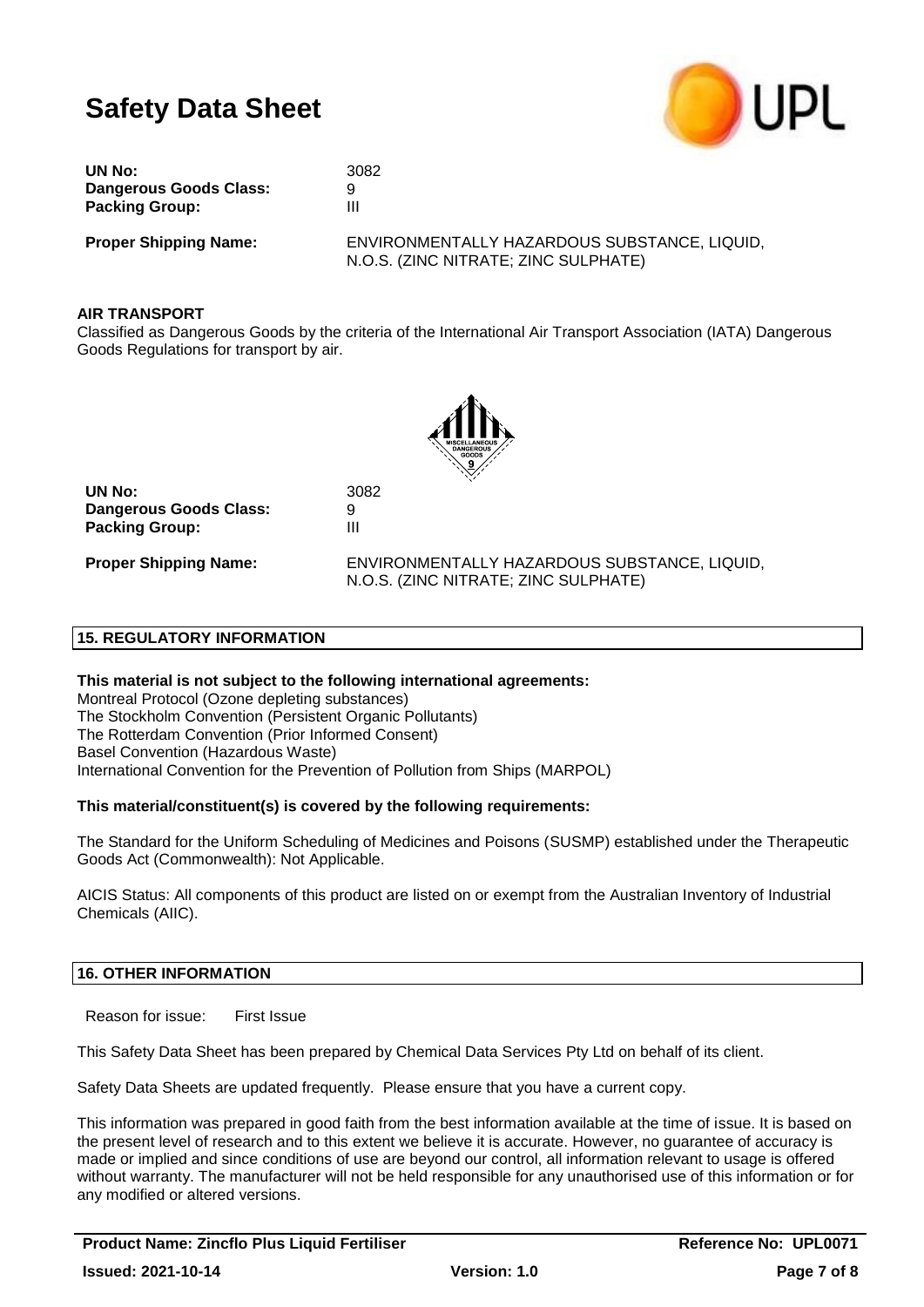# Safety Data Sheet

**UN No:** 3082
**Dangerous Goods Class:** 9
**Packing Group:** III

**Proper Shipping Name:** ENVIRONMENTALLY HAZARDOUS SUBSTANCE, LIQUID, N.O.S. (ZINC NITRATE; ZINC SULPHATE)

**AIR TRANSPORT**

Classified as Dangerous Goods by the criteria of the International Air Transport Association (IATA) Dangerous Goods Regulations for transport by air.

**UN No:** 3082
**Dangerous Goods Class:** 9
**Packing Group:** III

**Proper Shipping Name:** ENVIRONMENTALLY HAZARDOUS SUBSTANCE, LIQUID, N.O.S. (ZINC NITRATE; ZINC SULPHATE)

## 15. REGULATORY INFORMATION

**This material is not subject to the following international agreements:**

Montreal Protocol (Ozone depleting substances)
The Stockholm Convention (Persistent Organic Pollutants)
The Rotterdam Convention (Prior Informed Consent)
Basel Convention (Hazardous Waste)
International Convention for the Prevention of Pollution from Ships (MARPOL)

**This material/constituent(s) is covered by the following requirements:**

The Standard for the Uniform Scheduling of Medicines and Poisons (SUSMP) established under the Therapeutic Goods Act (Commonwealth): Not Applicable.

AICIS Status: All components of this product are listed on or exempt from the Australian Inventory of Industrial Chemicals (AIIC).

## 16. OTHER INFORMATION

Reason for issue: First Issue

This Safety Data Sheet has been prepared by Chemical Data Services Pty Ltd on behalf of its client.

Safety Data Sheets are updated frequently. Please ensure that you have a current copy.

This information was prepared in good faith from the best information available at the time of issue. It is based on the present level of research and to this extent we believe it is accurate. However, no guarantee of accuracy is made or implied and since conditions of use are beyond our control, all information relevant to usage is offered without warranty. The manufacturer will not be held responsible for any unauthorised use of this information or for any modified or altered versions.

**Product Name: Zincflo Plus Liquid Fertiliser** **Reference No: UPL0071**
**Issued: 2021-10-14** **Version: 1.0**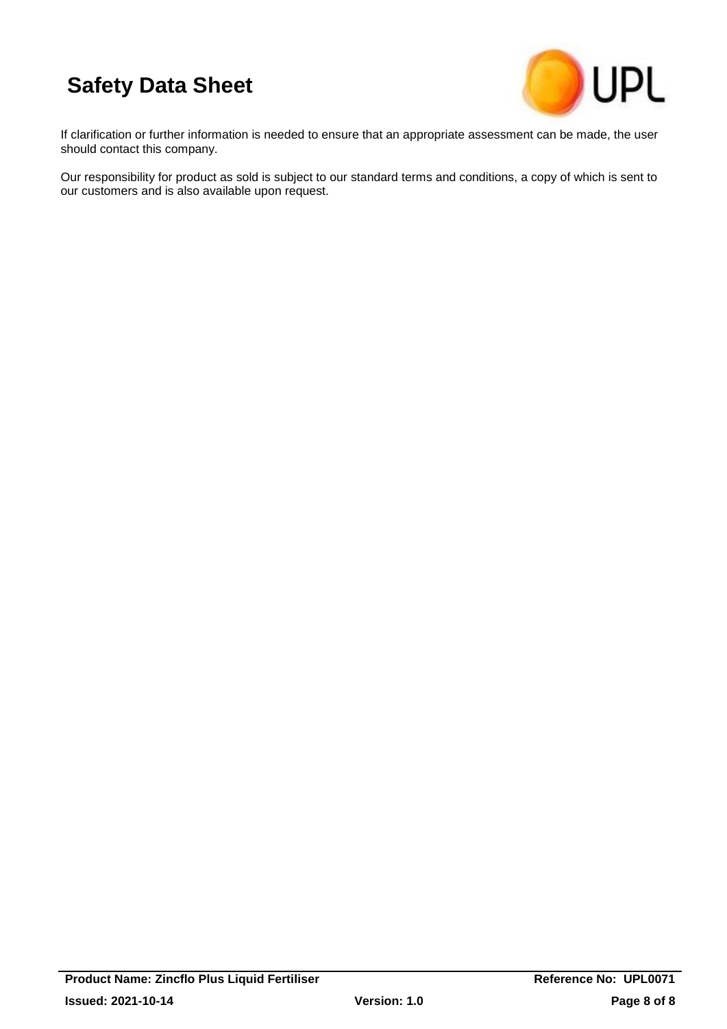If clarification or further information is needed to ensure that an appropriate assessment can be made, the user should contact this company.

Our responsibility for product as sold is subject to our standard terms and conditions, a copy of which is sent to our customers and is also available upon request.